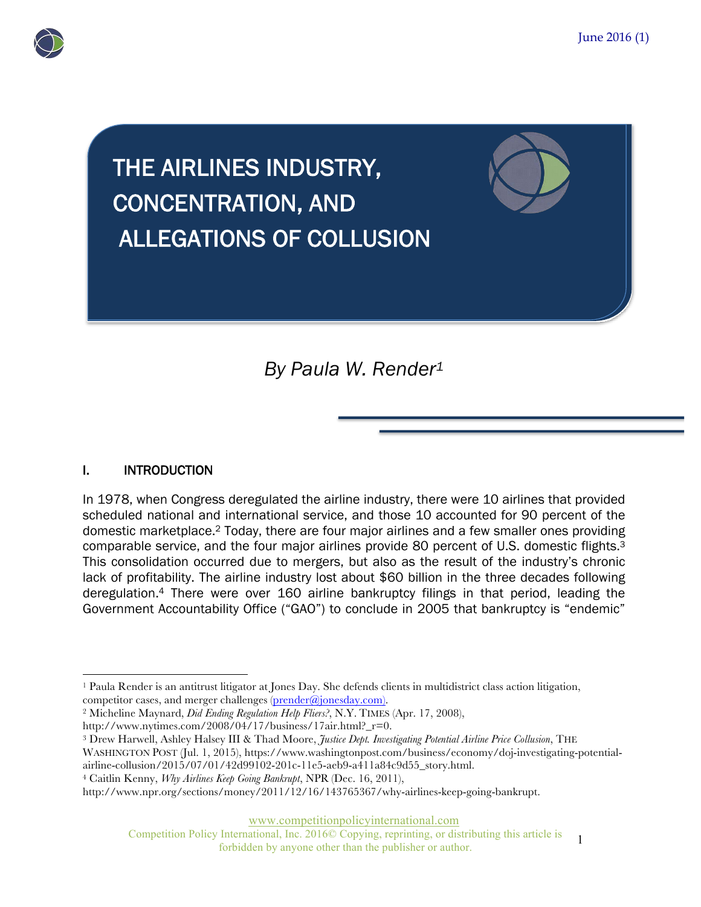# THE AIRLINES INDUSTRY, CONCENTRATION, AND ALLEGATIONS OF COLLUSION

*By Paula W. Render*[1]

## I. INTRODUCTION

In 1978, when Congress deregulated the airline industry, there were 10 airlines that provided scheduled national and international service, and those 10 accounted for 90 percent of the domestic marketplace.[2] Today, there are four major airlines and a few smaller ones providing comparable service, and the four major airlines provide 80 percent of U.S. domestic flights.[3] This consolidation occurred due to mergers, but also as the result of the industry's chronic lack of profitability. The airline industry lost about $60 billion in the three decades following deregulation.[4] There were over 160 airline bankruptcy filings in that period, leading the Government Accountability Office ("GAO") to conclude in 2005 that bankruptcy is "endemic"

---

[1] Paula Render is an antitrust litigator at Jones Day. She defends clients in multidistrict class action litigation, competitor cases, and merger challenges (prender@jonesday.com).

[2] Micheline Maynard, *Did Ending Regulation Help Fliers?*, N.Y. TIMES (Apr. 17, 2008), http://www.nytimes.com/2008/04/17/business/17air.html?_r=0.

[3] Drew Harwell, Ashley Halsey III & Thad Moore, *Justice Dept. Investigating Potential Airline Price Collusion*, THE WASHINGTON POST (Jul. 1, 2015), https://www.washingtonpost.com/business/economy/doj-investigating-potential-airline-collusion/2015/07/01/42d99102-201c-11e5-aeb9-a411a84c9d55_story.html.

[4] Caitlin Kenny, *Why Airlines Keep Going Bankrupt*, NPR (Dec. 16, 2011), http://www.npr.org/sections/money/2011/12/16/143765367/why-airlines-keep-going-bankrupt.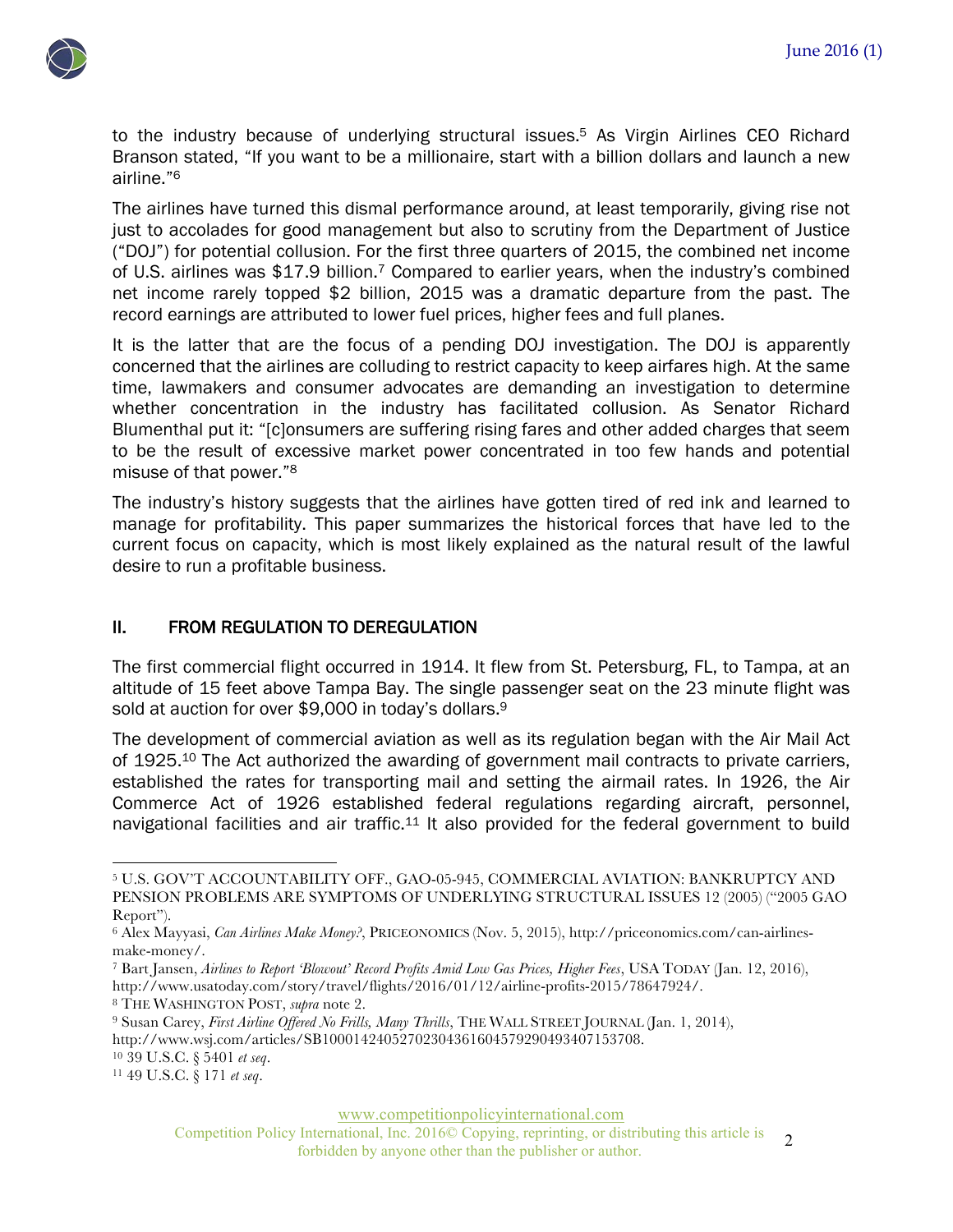to the industry because of underlying structural issues.[5] As Virgin Airlines CEO Richard Branson stated, "If you want to be a millionaire, start with a billion dollars and launch a new airline."[6]

The airlines have turned this dismal performance around, at least temporarily, giving rise not just to accolades for good management but also to scrutiny from the Department of Justice ("DOJ") for potential collusion. For the first three quarters of 2015, the combined net income of U.S. airlines was $17.9 billion.[7] Compared to earlier years, when the industry's combined net income rarely topped $2 billion, 2015 was a dramatic departure from the past. The record earnings are attributed to lower fuel prices, higher fees and full planes.

It is the latter that are the focus of a pending DOJ investigation. The DOJ is apparently concerned that the airlines are colluding to restrict capacity to keep airfares high. At the same time, lawmakers and consumer advocates are demanding an investigation to determine whether concentration in the industry has facilitated collusion. As Senator Richard Blumenthal put it: "[c]onsumers are suffering rising fares and other added charges that seem to be the result of excessive market power concentrated in too few hands and potential misuse of that power."[8]

The industry's history suggests that the airlines have gotten tired of red ink and learned to manage for profitability. This paper summarizes the historical forces that have led to the current focus on capacity, which is most likely explained as the natural result of the lawful desire to run a profitable business.

## II. FROM REGULATION TO DEREGULATION

The first commercial flight occurred in 1914. It flew from St. Petersburg, FL, to Tampa, at an altitude of 15 feet above Tampa Bay. The single passenger seat on the 23 minute flight was sold at auction for over $9,000 in today's dollars.[9]

The development of commercial aviation as well as its regulation began with the Air Mail Act of 1925.[10] The Act authorized the awarding of government mail contracts to private carriers, established the rates for transporting mail and setting the airmail rates. In 1926, the Air Commerce Act of 1926 established federal regulations regarding aircraft, personnel, navigational facilities and air traffic.[11] It also provided for the federal government to build

---

[5] U.S. GOV'T ACCOUNTABILITY OFF., GAO-05-945, COMMERCIAL AVIATION: BANKRUPTCY AND PENSION PROBLEMS ARE SYMPTOMS OF UNDERLYING STRUCTURAL ISSUES 12 (2005) ("2005 GAO Report").

[6] Alex Mayyasi, *Can Airlines Make Money?*, PRICEONOMICS (Nov. 5, 2015), http://priceonomics.com/can-airlines-make-money/.

[7] Bart Jansen, *Airlines to Report 'Blowout' Record Profits Amid Low Gas Prices, Higher Fees*, USA TODAY (Jan. 12, 2016), http://www.usatoday.com/story/travel/flights/2016/01/12/airline-profits-2015/78647924/.

[8] THE WASHINGTON POST, *supra* note 2.

[9] Susan Carey, *First Airline Offered No Frills, Many Thrills*, THE WALL STREET JOURNAL (Jan. 1, 2014), http://www.wsj.com/articles/SB10001424052702304361604579290493407153708.

[10] 39 U.S.C. § 5401 *et seq*.

[11] 49 U.S.C. § 171 *et seq*.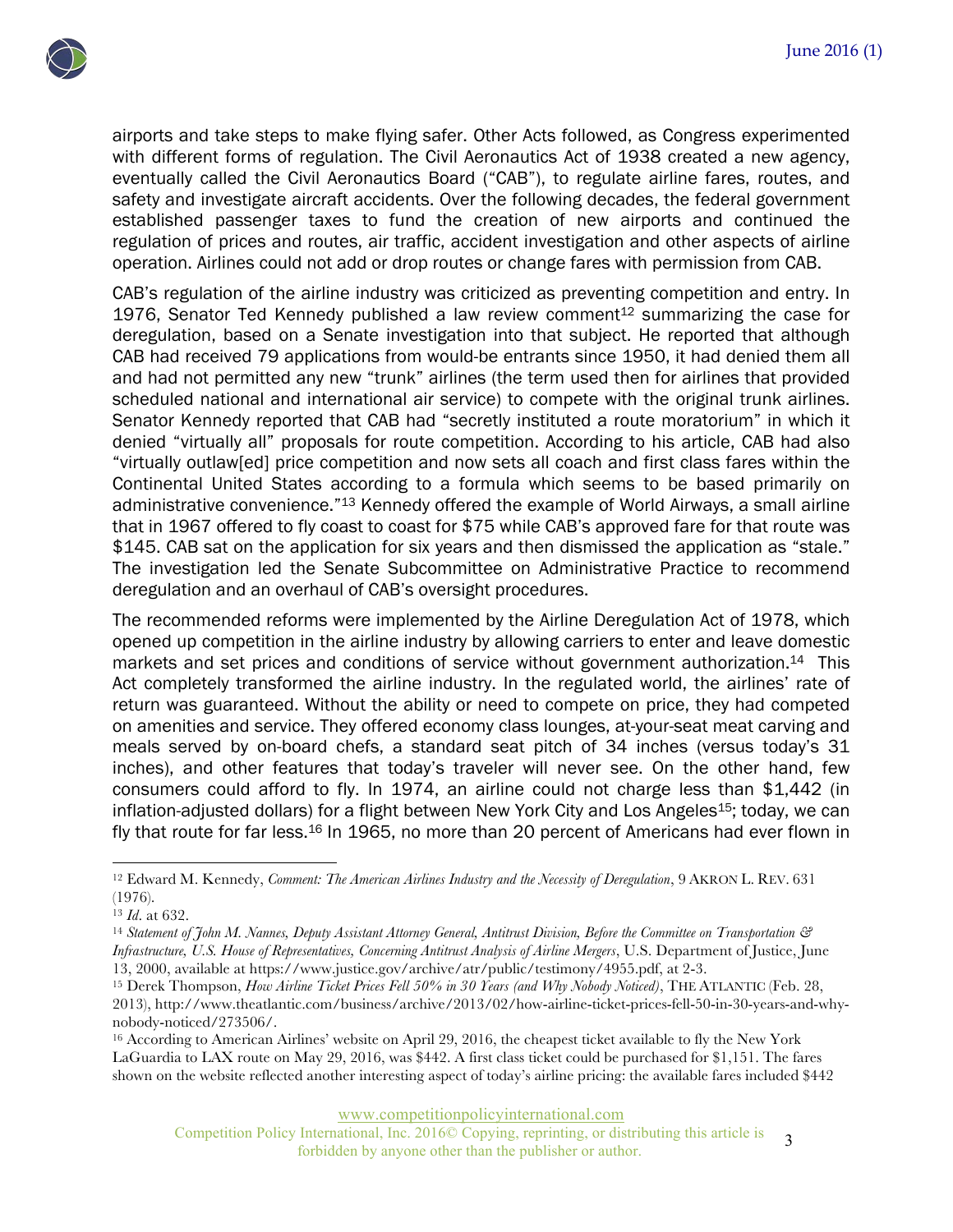airports and take steps to make flying safer. Other Acts followed, as Congress experimented with different forms of regulation. The Civil Aeronautics Act of 1938 created a new agency, eventually called the Civil Aeronautics Board ("CAB"), to regulate airline fares, routes, and safety and investigate aircraft accidents. Over the following decades, the federal government established passenger taxes to fund the creation of new airports and continued the regulation of prices and routes, air traffic, accident investigation and other aspects of airline operation. Airlines could not add or drop routes or change fares with permission from CAB.

CAB's regulation of the airline industry was criticized as preventing competition and entry. In 1976, Senator Ted Kennedy published a law review comment[12] summarizing the case for deregulation, based on a Senate investigation into that subject. He reported that although CAB had received 79 applications from would-be entrants since 1950, it had denied them all and had not permitted any new "trunk" airlines (the term used then for airlines that provided scheduled national and international air service) to compete with the original trunk airlines. Senator Kennedy reported that CAB had "secretly instituted a route moratorium" in which it denied "virtually all" proposals for route competition. According to his article, CAB had also "virtually outlaw[ed] price competition and now sets all coach and first class fares within the Continental United States according to a formula which seems to be based primarily on administrative convenience."[13] Kennedy offered the example of World Airways, a small airline that in 1967 offered to fly coast to coast for $75 while CAB's approved fare for that route was $145. CAB sat on the application for six years and then dismissed the application as "stale." The investigation led the Senate Subcommittee on Administrative Practice to recommend deregulation and an overhaul of CAB's oversight procedures.

The recommended reforms were implemented by the Airline Deregulation Act of 1978, which opened up competition in the airline industry by allowing carriers to enter and leave domestic markets and set prices and conditions of service without government authorization.[14] This Act completely transformed the airline industry. In the regulated world, the airlines' rate of return was guaranteed. Without the ability or need to compete on price, they had competed on amenities and service. They offered economy class lounges, at-your-seat meat carving and meals served by on-board chefs, a standard seat pitch of 34 inches (versus today's 31 inches), and other features that today's traveler will never see. On the other hand, few consumers could afford to fly. In 1974, an airline could not charge less than $1,442 (in inflation-adjusted dollars) for a flight between New York City and Los Angeles[15]; today, we can fly that route for far less.[16] In 1965, no more than 20 percent of Americans had ever flown in

---

[12] Edward M. Kennedy, *Comment: The American Airlines Industry and the Necessity of Deregulation*, 9 AKRON L. REV. 631 (1976).

[13] *Id.* at 632.

[14] *Statement of John M. Nannes, Deputy Assistant Attorney General, Antitrust Division, Before the Committee on Transportation & Infrastructure, U.S. House of Representatives, Concerning Antitrust Analysis of Airline Mergers*, U.S. Department of Justice, June 13, 2000, available at https://www.justice.gov/archive/atr/public/testimony/4955.pdf, at 2-3.

[15] Derek Thompson, *How Airline Ticket Prices Fell 50% in 30 Years (and Why Nobody Noticed)*, THE ATLANTIC (Feb. 28, 2013), http://www.theatlantic.com/business/archive/2013/02/how-airline-ticket-prices-fell-50-in-30-years-and-why-nobody-noticed/273506/.

[16] According to American Airlines' website on April 29, 2016, the cheapest ticket available to fly the New York LaGuardia to LAX route on May 29, 2016, was $442. A first class ticket could be purchased for $1,151. The fares shown on the website reflected another interesting aspect of today's airline pricing: the available fares included $442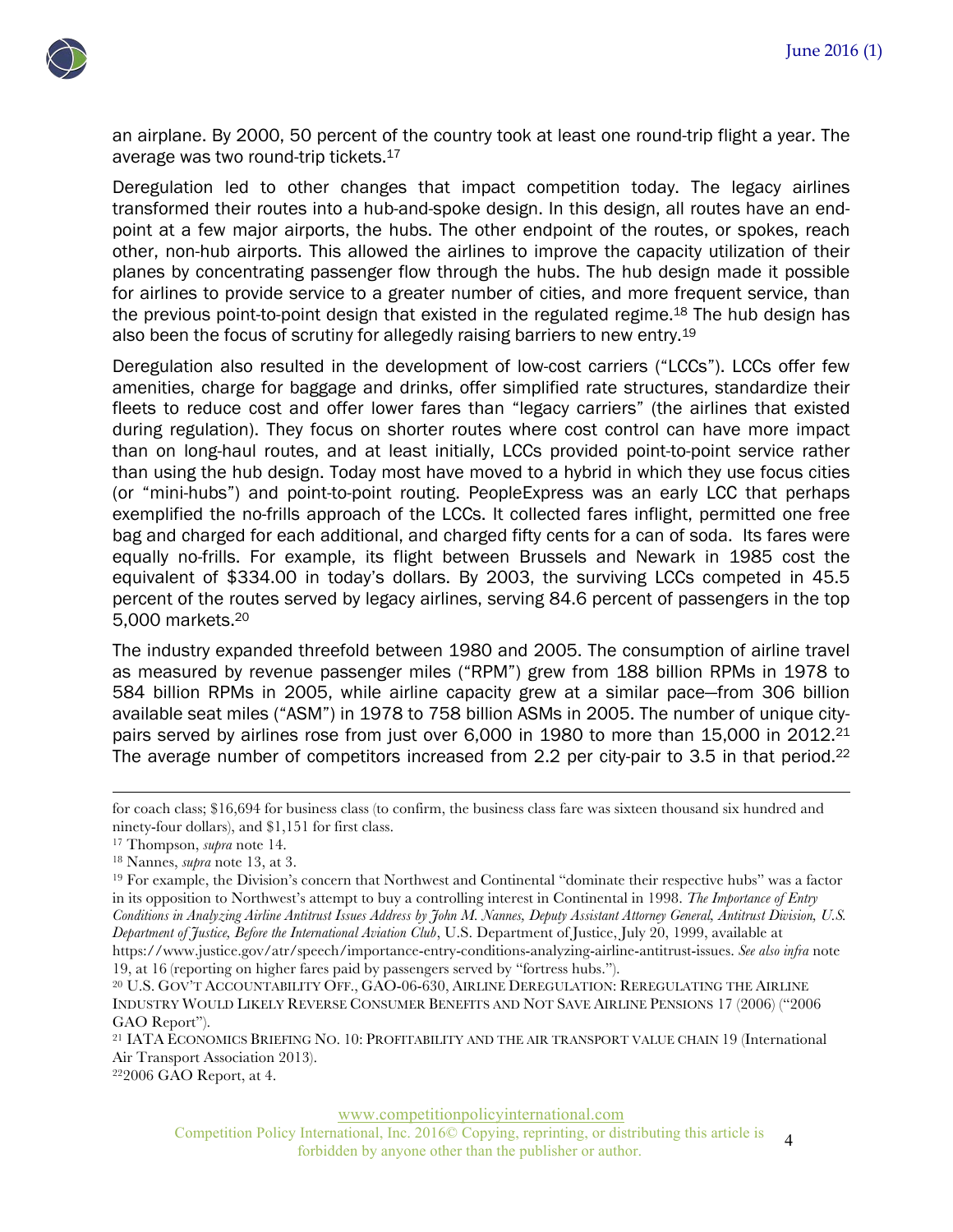an airplane. By 2000, 50 percent of the country took at least one round-trip flight a year. The average was two round-trip tickets.[17]

Deregulation led to other changes that impact competition today. The legacy airlines transformed their routes into a hub-and-spoke design. In this design, all routes have an end-point at a few major airports, the hubs. The other endpoint of the routes, or spokes, reach other, non-hub airports. This allowed the airlines to improve the capacity utilization of their planes by concentrating passenger flow through the hubs. The hub design made it possible for airlines to provide service to a greater number of cities, and more frequent service, than the previous point-to-point design that existed in the regulated regime.[18] The hub design has also been the focus of scrutiny for allegedly raising barriers to new entry.[19]

Deregulation also resulted in the development of low-cost carriers ("LCCs"). LCCs offer few amenities, charge for baggage and drinks, offer simplified rate structures, standardize their fleets to reduce cost and offer lower fares than "legacy carriers" (the airlines that existed during regulation). They focus on shorter routes where cost control can have more impact than on long-haul routes, and at least initially, LCCs provided point-to-point service rather than using the hub design. Today most have moved to a hybrid in which they use focus cities (or "mini-hubs") and point-to-point routing. PeopleExpress was an early LCC that perhaps exemplified the no-frills approach of the LCCs. It collected fares inflight, permitted one free bag and charged for each additional, and charged fifty cents for a can of soda. Its fares were equally no-frills. For example, its flight between Brussels and Newark in 1985 cost the equivalent of $334.00 in today's dollars. By 2003, the surviving LCCs competed in 45.5 percent of the routes served by legacy airlines, serving 84.6 percent of passengers in the top 5,000 markets.[20]

The industry expanded threefold between 1980 and 2005. The consumption of airline travel as measured by revenue passenger miles ("RPM") grew from 188 billion RPMs in 1978 to 584 billion RPMs in 2005, while airline capacity grew at a similar pace—from 306 billion available seat miles ("ASM") in 1978 to 758 billion ASMs in 2005. The number of unique city-pairs served by airlines rose from just over 6,000 in 1980 to more than 15,000 in 2012.[21] The average number of competitors increased from 2.2 per city-pair to 3.5 in that period.[22]

---

for coach class; $16,694 for business class (to confirm, the business class fare was sixteen thousand six hundred and ninety-four dollars), and $1,151 for first class.

[17] Thompson, *supra* note 14.

[18] Nannes, *supra* note 13, at 3.

[19] For example, the Division's concern that Northwest and Continental "dominate their respective hubs" was a factor in its opposition to Northwest's attempt to buy a controlling interest in Continental in 1998. *The Importance of Entry Conditions in Analyzing Airline Antitrust Issues Address by John M. Nannes, Deputy Assistant Attorney General, Antitrust Division, U.S. Department of Justice, Before the International Aviation Club*, U.S. Department of Justice, July 20, 1999, available at https://www.justice.gov/atr/speech/importance-entry-conditions-analyzing-airline-antitrust-issues. *See also infra* note 19, at 16 (reporting on higher fares paid by passengers served by "fortress hubs.").

[20] U.S. GOV'T ACCOUNTABILITY OFF., GAO-06-630, AIRLINE DEREGULATION: REREGULATING THE AIRLINE INDUSTRY WOULD LIKELY REVERSE CONSUMER BENEFITS AND NOT SAVE AIRLINE PENSIONS 17 (2006) ("2006 GAO Report").

[21] IATA ECONOMICS BRIEFING NO. 10: PROFITABILITY AND THE AIR TRANSPORT VALUE CHAIN 19 (International Air Transport Association 2013).

[22] 2006 GAO Report, at 4.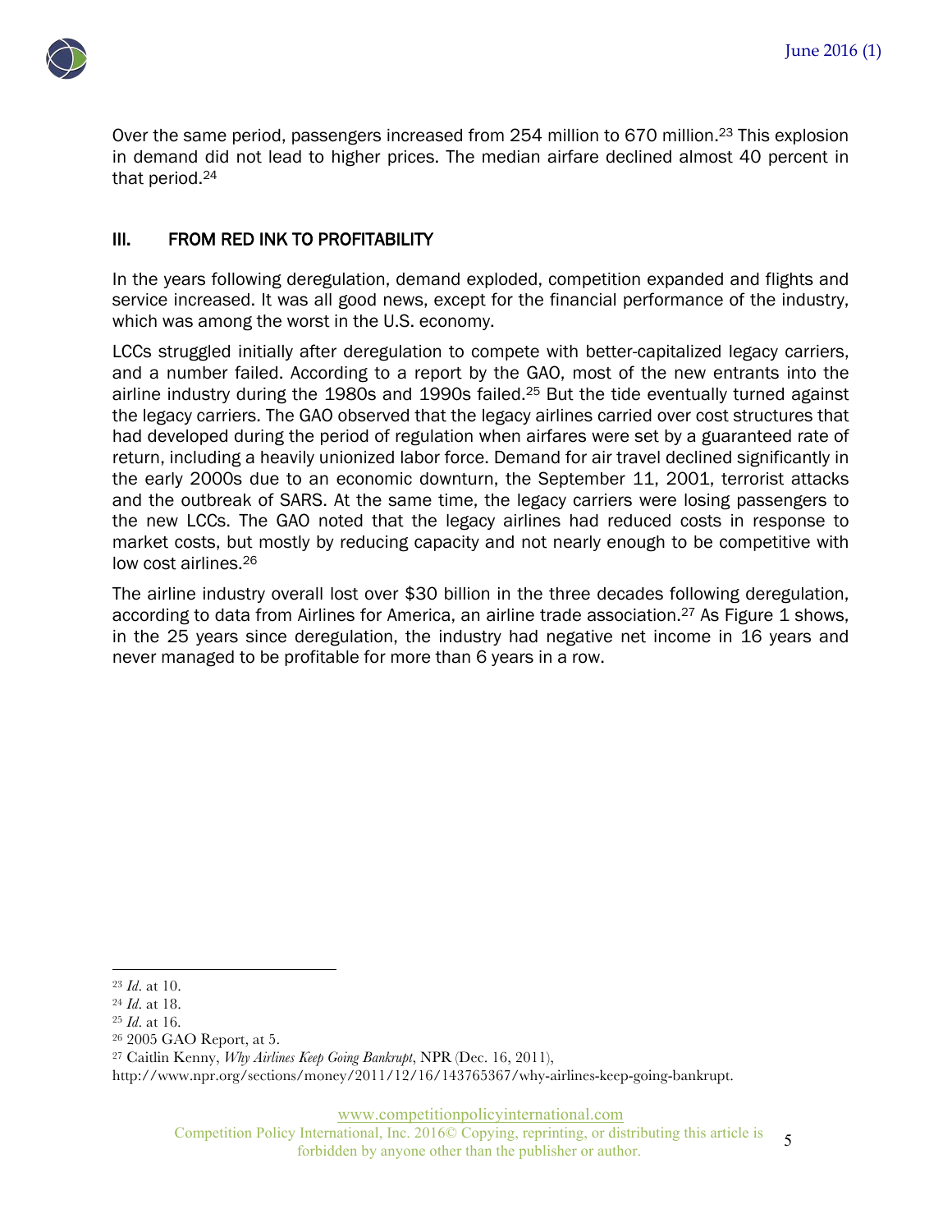Over the same period, passengers increased from 254 million to 670 million.[23] This explosion in demand did not lead to higher prices. The median airfare declined almost 40 percent in that period.[24]

## III. FROM RED INK TO PROFITABILITY

In the years following deregulation, demand exploded, competition expanded and flights and service increased. It was all good news, except for the financial performance of the industry, which was among the worst in the U.S. economy.

LCCs struggled initially after deregulation to compete with better-capitalized legacy carriers, and a number failed. According to a report by the GAO, most of the new entrants into the airline industry during the 1980s and 1990s failed.[25] But the tide eventually turned against the legacy carriers. The GAO observed that the legacy airlines carried over cost structures that had developed during the period of regulation when airfares were set by a guaranteed rate of return, including a heavily unionized labor force. Demand for air travel declined significantly in the early 2000s due to an economic downturn, the September 11, 2001, terrorist attacks and the outbreak of SARS. At the same time, the legacy carriers were losing passengers to the new LCCs. The GAO noted that the legacy airlines had reduced costs in response to market costs, but mostly by reducing capacity and not nearly enough to be competitive with low cost airlines.[26]

The airline industry overall lost over $30 billion in the three decades following deregulation, according to data from Airlines for America, an airline trade association.[27] As Figure 1 shows, in the 25 years since deregulation, the industry had negative net income in 16 years and never managed to be profitable for more than 6 years in a row.

---

[23] *Id.* at 10.

[24] *Id.* at 18.

[25] *Id.* at 16.

[26] 2005 GAO Report, at 5.

[27] Caitlin Kenny, *Why Airlines Keep Going Bankrupt*, NPR (Dec. 16, 2011), http://www.npr.org/sections/money/2011/12/16/143765367/why-airlines-keep-going-bankrupt.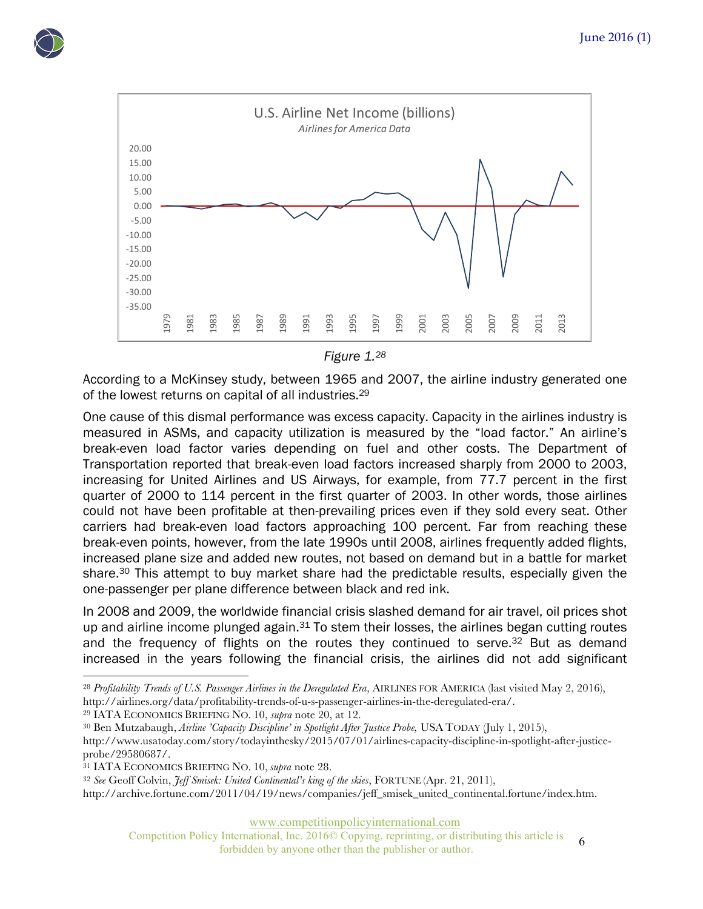U.S. Airline Net Income (billions)

*Airlines for America Data*

*Figure 1.*[28]

According to a McKinsey study, between 1965 and 2007, the airline industry generated one of the lowest returns on capital of all industries.[29]

One cause of this dismal performance was excess capacity. Capacity in the airlines industry is measured in ASMs, and capacity utilization is measured by the "load factor." An airline's break-even load factor varies depending on fuel and other costs. The Department of Transportation reported that break-even load factors increased sharply from 2000 to 2003, increasing for United Airlines and US Airways, for example, from 77.7 percent in the first quarter of 2000 to 114 percent in the first quarter of 2003. In other words, those airlines could not have been profitable at then-prevailing prices even if they sold every seat. Other carriers had break-even load factors approaching 100 percent. Far from reaching these break-even points, however, from the late 1990s until 2008, airlines frequently added flights, increased plane size and added new routes, not based on demand but in a battle for market share.[30] This attempt to buy market share had the predictable results, especially given the one-passenger per plane difference between black and red ink.

In 2008 and 2009, the worldwide financial crisis slashed demand for air travel, oil prices shot up and airline income plunged again.[31] To stem their losses, the airlines began cutting routes and the frequency of flights on the routes they continued to serve.[32] But as demand increased in the years following the financial crisis, the airlines did not add significant

---

[28] *Profitability Trends of U.S. Passenger Airlines in the Deregulated Era*, AIRLINES FOR AMERICA (last visited May 2, 2016), http://airlines.org/data/profitability-trends-of-u-s-passenger-airlines-in-the-deregulated-era/.

[29] IATA ECONOMICS BRIEFING NO. 10, *supra* note 20, at 12.

[30] Ben Mutzabaugh, *Airline 'Capacity Discipline' in Spotlight After Justice Probe,* USA TODAY (July 1, 2015), http://www.usatoday.com/story/todayinthesky/2015/07/01/airlines-capacity-discipline-in-spotlight-after-justice-probe/29580687/.

[31] IATA ECONOMICS BRIEFING NO. 10, *supra* note 28.

[32] *See* Geoff Colvin, *Jeff Smisek: United Continental's king of the skies*, FORTUNE (Apr. 21, 2011), http://archive.fortune.com/2011/04/19/news/companies/jeff_smisek_united_continental.fortune/index.htm.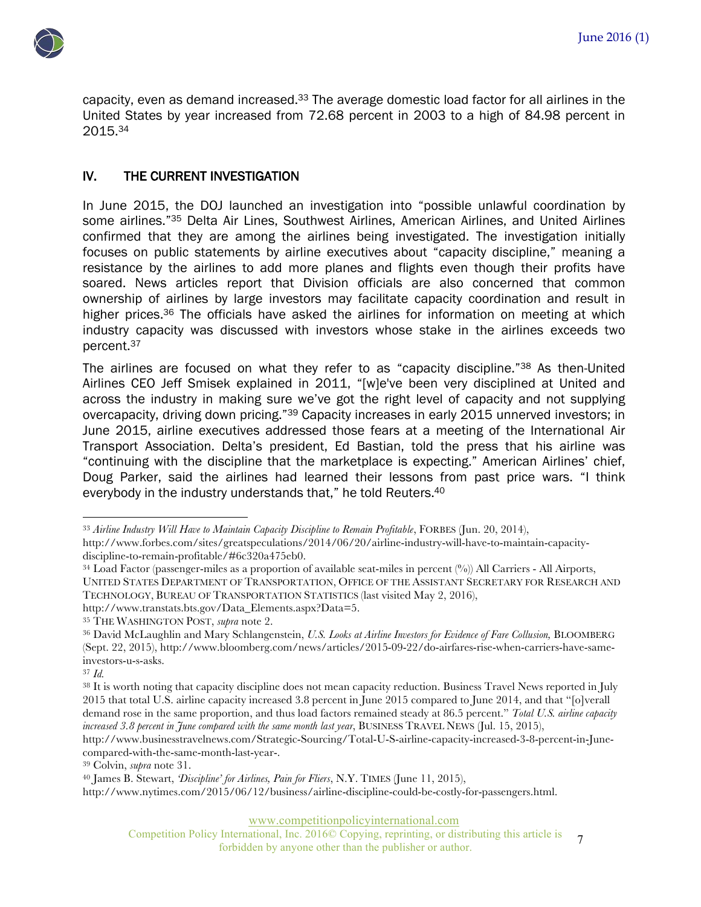capacity, even as demand increased.[33] The average domestic load factor for all airlines in the United States by year increased from 72.68 percent in 2003 to a high of 84.98 percent in 2015.[34]

## IV. THE CURRENT INVESTIGATION

In June 2015, the DOJ launched an investigation into "possible unlawful coordination by some airlines."[35] Delta Air Lines, Southwest Airlines, American Airlines, and United Airlines confirmed that they are among the airlines being investigated. The investigation initially focuses on public statements by airline executives about "capacity discipline," meaning a resistance by the airlines to add more planes and flights even though their profits have soared. News articles report that Division officials are also concerned that common ownership of airlines by large investors may facilitate capacity coordination and result in higher prices.[36] The officials have asked the airlines for information on meeting at which industry capacity was discussed with investors whose stake in the airlines exceeds two percent.[37]

The airlines are focused on what they refer to as "capacity discipline."[38] As then-United Airlines CEO Jeff Smisek explained in 2011, "[w]e've been very disciplined at United and across the industry in making sure we've got the right level of capacity and not supplying overcapacity, driving down pricing."[39] Capacity increases in early 2015 unnerved investors; in June 2015, airline executives addressed those fears at a meeting of the International Air Transport Association. Delta's president, Ed Bastian, told the press that his airline was "continuing with the discipline that the marketplace is expecting." American Airlines' chief, Doug Parker, said the airlines had learned their lessons from past price wars. "I think everybody in the industry understands that," he told Reuters.[40]

---

[33] *Airline Industry Will Have to Maintain Capacity Discipline to Remain Profitable*, FORBES (Jun. 20, 2014), http://www.forbes.com/sites/greatspeculations/2014/06/20/airline-industry-will-have-to-maintain-capacity-discipline-to-remain-profitable/#6c320a475eb0.

[34] Load Factor (passenger-miles as a proportion of available seat-miles in percent (%)) All Carriers - All Airports, UNITED STATES DEPARTMENT OF TRANSPORTATION, OFFICE OF THE ASSISTANT SECRETARY FOR RESEARCH AND TECHNOLOGY, BUREAU OF TRANSPORTATION STATISTICS (last visited May 2, 2016), http://www.transtats.bts.gov/Data_Elements.aspx?Data=5.

[35] THE WASHINGTON POST, *supra* note 2.

[36] David McLaughlin and Mary Schlangenstein, *U.S. Looks at Airline Investors for Evidence of Fare Collusion,* BLOOMBERG (Sept. 22, 2015), http://www.bloomberg.com/news/articles/2015-09-22/do-airfares-rise-when-carriers-have-same-investors-u-s-asks.

[37] *Id.*

[38] It is worth noting that capacity discipline does not mean capacity reduction. Business Travel News reported in July 2015 that total U.S. airline capacity increased 3.8 percent in June 2015 compared to June 2014, and that "[o]verall demand rose in the same proportion, and thus load factors remained steady at 86.5 percent." *Total U.S. airline capacity increased 3.8 percent in June compared with the same month last year*, BUSINESS TRAVEL NEWS (Jul. 15, 2015), http://www.businesstravelnews.com/Strategic-Sourcing/Total-U-S-airline-capacity-increased-3-8-percent-in-June-compared-with-the-same-month-last-year-.

[39] Colvin, *supra* note 31.

[40] James B. Stewart, *'Discipline' for Airlines, Pain for Fliers*, N.Y. TIMES (June 11, 2015), http://www.nytimes.com/2015/06/12/business/airline-discipline-could-be-costly-for-passengers.html.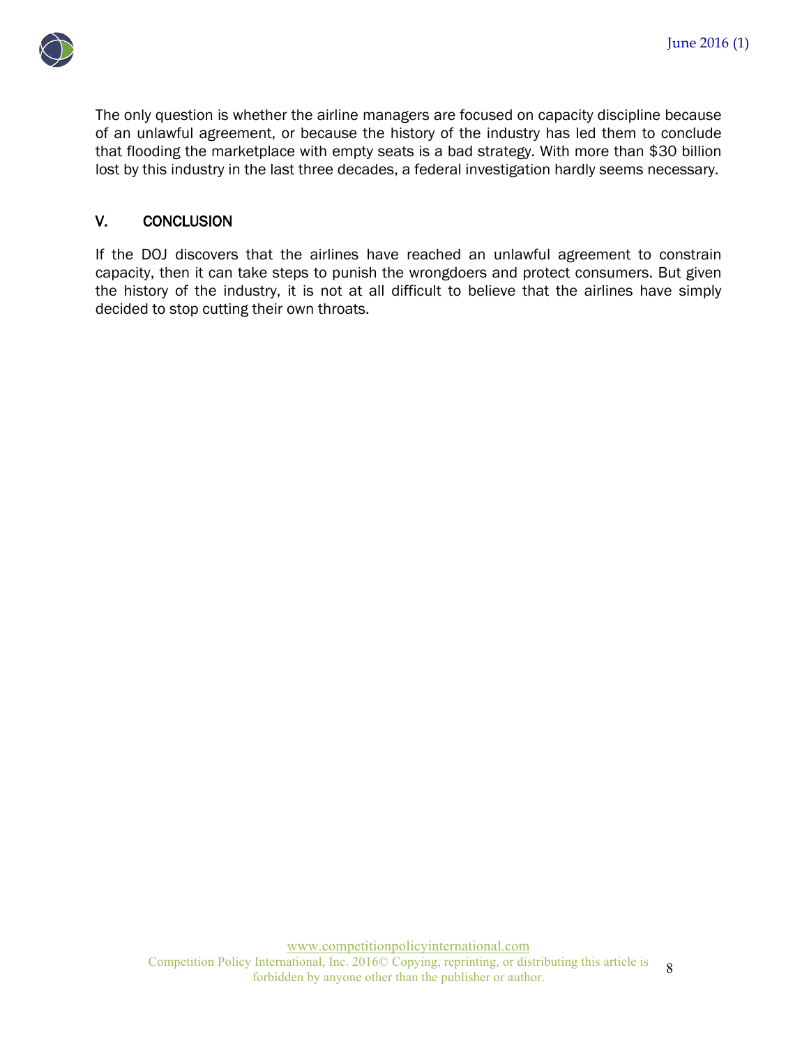The only question is whether the airline managers are focused on capacity discipline because of an unlawful agreement, or because the history of the industry has led them to conclude that flooding the marketplace with empty seats is a bad strategy. With more than $30 billion lost by this industry in the last three decades, a federal investigation hardly seems necessary.

## V. CONCLUSION

If the DOJ discovers that the airlines have reached an unlawful agreement to constrain capacity, then it can take steps to punish the wrongdoers and protect consumers. But given the history of the industry, it is not at all difficult to believe that the airlines have simply decided to stop cutting their own throats.